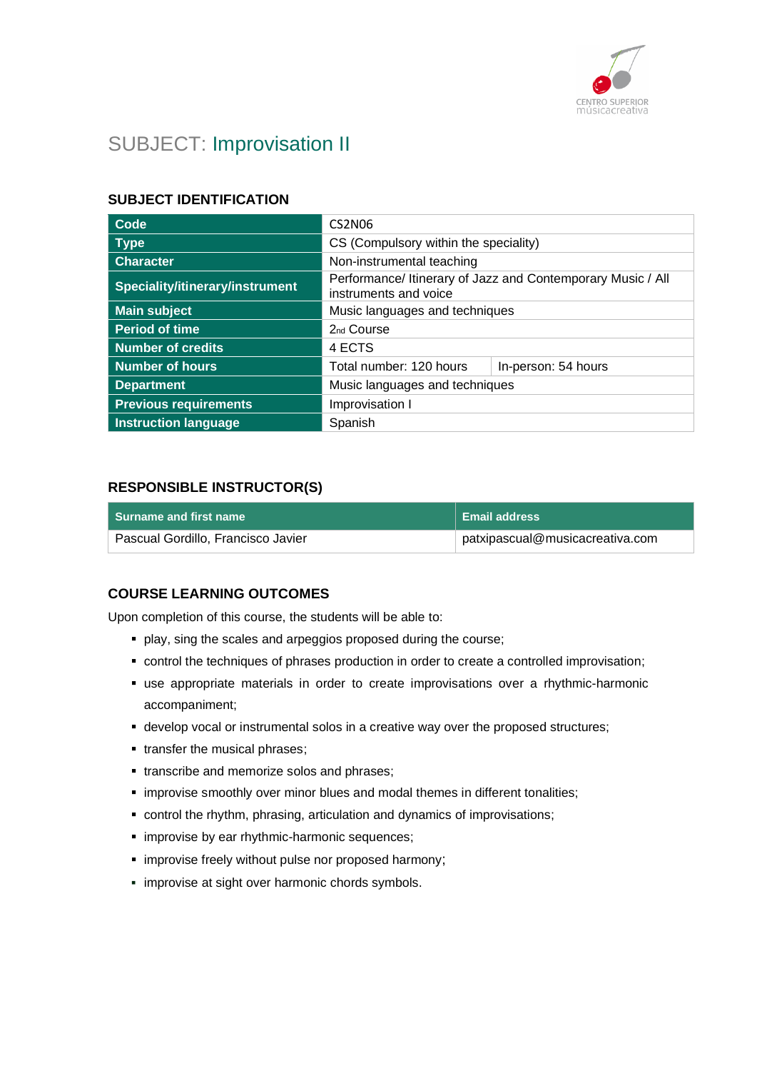# SUBJECT: Improvisation II

## SUBJECT IDENTIFICATION

| Code | CS2N06 | |
|---|---|---|
| Type | CS (Compulsory within the speciality) | |
| Character | Non-instrumental teaching | |
| Speciality/itinerary/instrument | Performance/ Itinerary of Jazz and Contemporary Music / All instruments and voice | |
| Main subject | Music languages and techniques | |
| Period of time | 2nd Course | |
| Number of credits | 4 ECTS | |
| Number of hours | Total number: 120 hours | In-person: 54 hours |
| Department | Music languages and techniques | |
| Previous requirements | Improvisation I | |
| Instruction language | Spanish | |

## RESPONSIBLE INSTRUCTOR(S)

| Surname and first name | Email address |
|---|---|
| Pascual Gordillo, Francisco Javier | patxipascual@musicacreativa.com |

## COURSE LEARNING OUTCOMES

Upon completion of this course, the students will be able to:

- play, sing the scales and arpeggios proposed during the course;
- control the techniques of phrases production in order to create a controlled improvisation;
- use appropriate materials in order to create improvisations over a rhythmic-harmonic accompaniment;
- develop vocal or instrumental solos in a creative way over the proposed structures;
- transfer the musical phrases;
- transcribe and memorize solos and phrases;
- improvise smoothly over minor blues and modal themes in different tonalities;
- control the rhythm, phrasing, articulation and dynamics of improvisations;
- improvise by ear rhythmic-harmonic sequences;
- improvise freely without pulse nor proposed harmony;
- improvise at sight over harmonic chords symbols.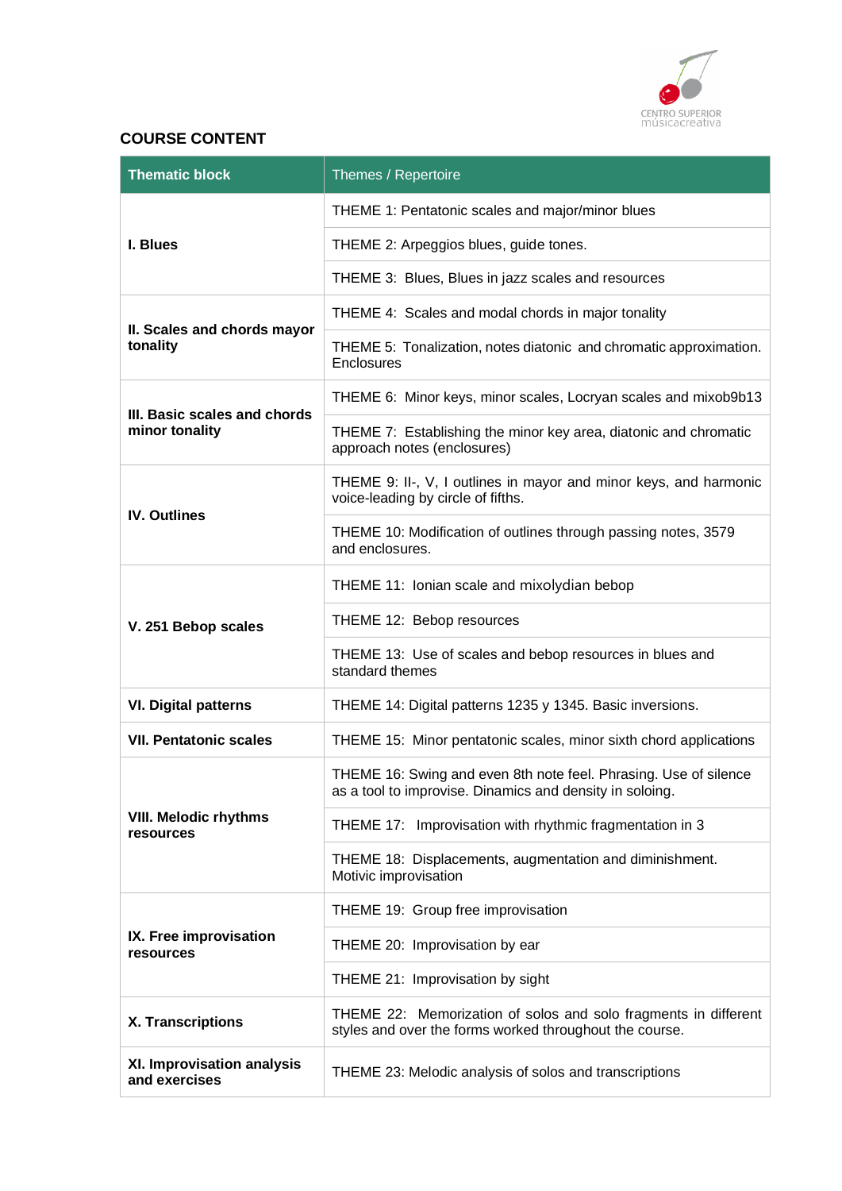## COURSE CONTENT

| Thematic block | Themes / Repertoire |
|---|---|
| **I. Blues** | THEME 1: Pentatonic scales and major/minor blues |
| | THEME 2: Arpeggios blues, guide tones. |
| | THEME 3: Blues, Blues in jazz scales and resources |
| **II. Scales and chords mayor tonality** | THEME 4: Scales and modal chords in major tonality |
| | THEME 5: Tonalization, notes diatonic and chromatic approximation. Enclosures |
| **III. Basic scales and chords minor tonality** | THEME 6: Minor keys, minor scales, Locryan scales and mixob9b13 |
| | THEME 7: Establishing the minor key area, diatonic and chromatic approach notes (enclosures) |
| **IV. Outlines** | THEME 9: II-, V, I outlines in mayor and minor keys, and harmonic voice-leading by circle of fifths. |
| | THEME 10: Modification of outlines through passing notes, 3579 and enclosures. |
| **V. 251 Bebop scales** | THEME 11: Ionian scale and mixolydian bebop |
| | THEME 12: Bebop resources |
| | THEME 13: Use of scales and bebop resources in blues and standard themes |
| **VI. Digital patterns** | THEME 14: Digital patterns 1235 y 1345. Basic inversions. |
| **VII. Pentatonic scales** | THEME 15: Minor pentatonic scales, minor sixth chord applications |
| **VIII. Melodic rhythms resources** | THEME 16: Swing and even 8th note feel. Phrasing. Use of silence as a tool to improvise. Dinamics and density in soloing. |
| | THEME 17: Improvisation with rhythmic fragmentation in 3 |
| | THEME 18: Displacements, augmentation and diminishment. Motivic improvisation |
| **IX. Free improvisation resources** | THEME 19: Group free improvisation |
| | THEME 20: Improvisation by ear |
| | THEME 21: Improvisation by sight |
| **X. Transcriptions** | THEME 22: Memorization of solos and solo fragments in different styles and over the forms worked throughout the course. |
| **XI. Improvisation analysis and exercises** | THEME 23: Melodic analysis of solos and transcriptions |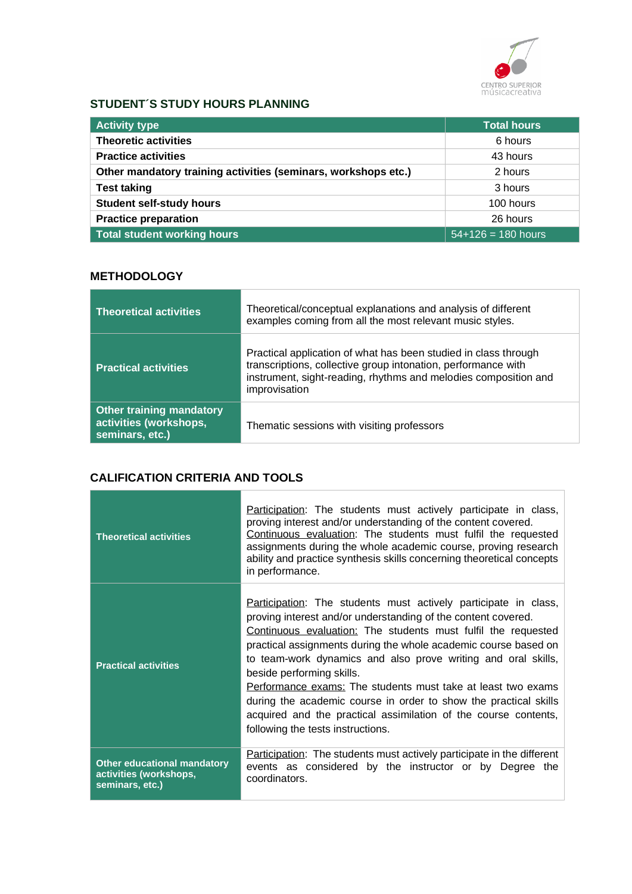## STUDENT´S STUDY HOURS PLANNING

| Activity type | Total hours |
|---|---|
| **Theoretic activities** | 6 hours |
| **Practice activities** | 43 hours |
| **Other mandatory training activities (seminars, workshops etc.)** | 2 hours |
| **Test taking** | 3 hours |
| **Student self-study hours** | 100 hours |
| **Practice preparation** | 26 hours |
| **Total student working hours** | 54+126 = 180 hours |

## METHODOLOGY

| | |
|---|---|
| **Theoretical activities** | Theoretical/conceptual explanations and analysis of different examples coming from all the most relevant music styles. |
| **Practical activities** | Practical application of what has been studied in class through transcriptions, collective group intonation, performance with instrument, sight-reading, rhythms and melodies composition and improvisation |
| **Other training mandatory activities (workshops, seminars, etc.)** | Thematic sessions with visiting professors |

## CALIFICATION CRITERIA AND TOOLS

| | |
|---|---|
| **Theoretical activities** | Participation: The students must actively participate in class, proving interest and/or understanding of the content covered. Continuous evaluation: The students must fulfil the requested assignments during the whole academic course, proving research ability and practice synthesis skills concerning theoretical concepts in performance. |
| **Practical activities** | Participation: The students must actively participate in class, proving interest and/or understanding of the content covered. Continuous evaluation: The students must fulfil the requested practical assignments during the whole academic course based on to team-work dynamics and also prove writing and oral skills, beside performing skills. Performance exams: The students must take at least two exams during the academic course in order to show the practical skills acquired and the practical assimilation of the course contents, following the tests instructions. |
| **Other educational mandatory activities (workshops, seminars, etc.)** | Participation: The students must actively participate in the different events as considered by the instructor or by Degree the coordinators. |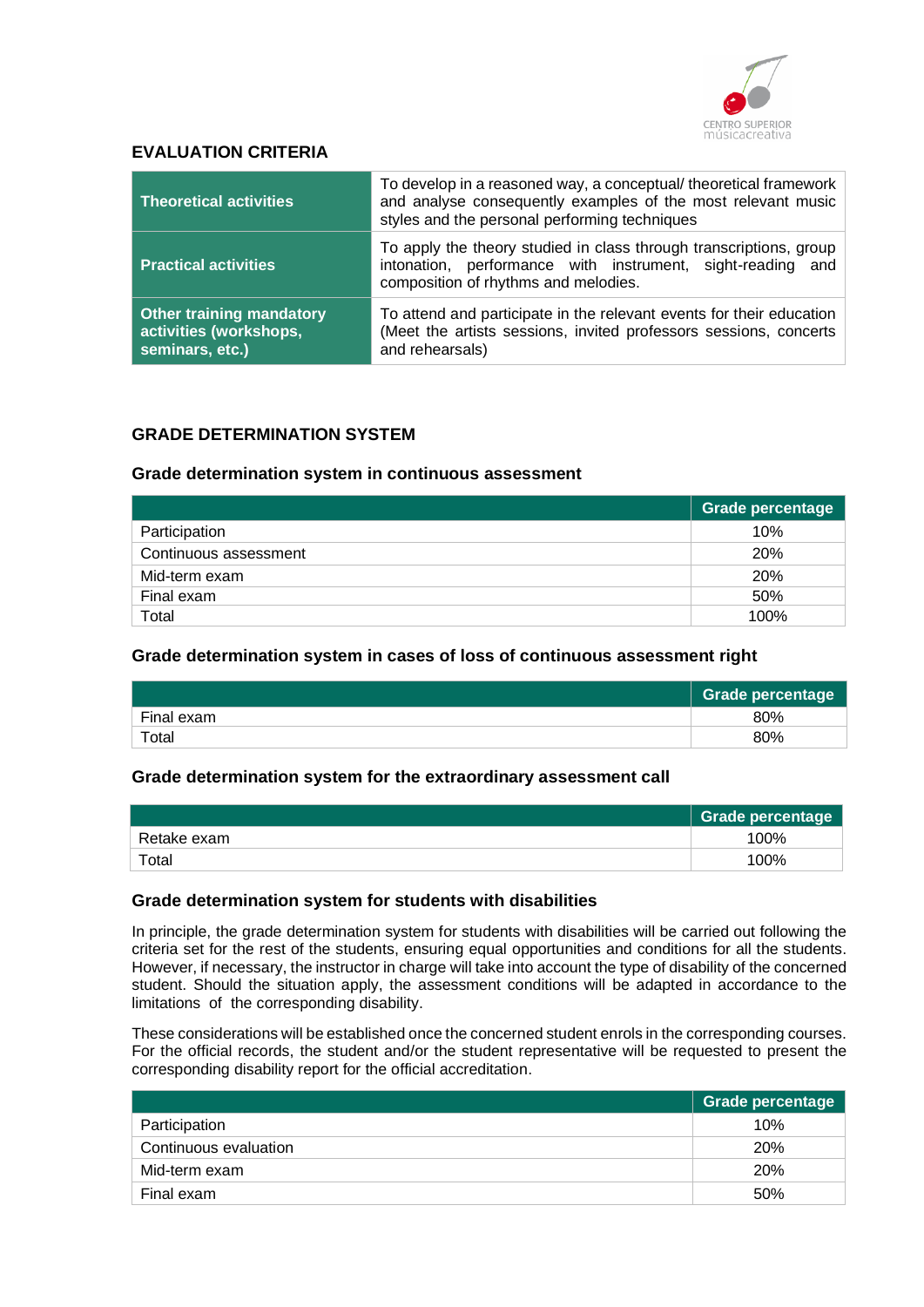## EVALUATION CRITERIA

| | |
|---|---|
| **Theoretical activities** | To develop in a reasoned way, a conceptual/ theoretical framework and analyse consequently examples of the most relevant music styles and the personal performing techniques |
| **Practical activities** | To apply the theory studied in class through transcriptions, group intonation, performance with instrument, sight-reading and composition of rhythms and melodies. |
| **Other training mandatory activities (workshops, seminars, etc.)** | To attend and participate in the relevant events for their education (Meet the artists sessions, invited professors sessions, concerts and rehearsals) |

## GRADE DETERMINATION SYSTEM

### Grade determination system in continuous assessment

| | Grade percentage |
|---|---|
| Participation | 10% |
| Continuous assessment | 20% |
| Mid-term exam | 20% |
| Final exam | 50% |
| Total | 100% |

### Grade determination system in cases of loss of continuous assessment right

| | Grade percentage |
|---|---|
| Final exam | 80% |
| Total | 80% |

### Grade determination system for the extraordinary assessment call

| | Grade percentage |
|---|---|
| Retake exam | 100% |
| Total | 100% |

### Grade determination system for students with disabilities

In principle, the grade determination system for students with disabilities will be carried out following the criteria set for the rest of the students, ensuring equal opportunities and conditions for all the students. However, if necessary, the instructor in charge will take into account the type of disability of the concerned student. Should the situation apply, the assessment conditions will be adapted in accordance to the limitations of the corresponding disability.

These considerations will be established once the concerned student enrols in the corresponding courses. For the official records, the student and/or the student representative will be requested to present the corresponding disability report for the official accreditation.

| | Grade percentage |
|---|---|
| Participation | 10% |
| Continuous evaluation | 20% |
| Mid-term exam | 20% |
| Final exam | 50% |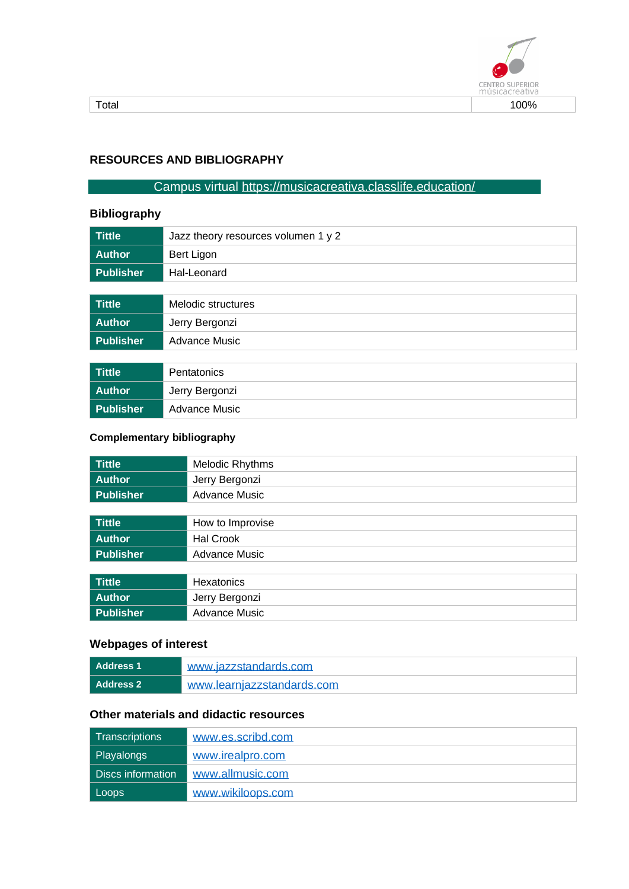| | |
|---|---|
| Total | 100% |

## RESOURCES AND BIBLIOGRAPHY

Campus virtual https://musicacreativa.classlife.education/

### Bibliography

| | |
|---|---|
| **Tittle** | Jazz theory resources volumen 1 y 2 |
| **Author** | Bert Ligon |
| **Publisher** | Hal-Leonard |

| | |
|---|---|
| **Tittle** | Melodic structures |
| **Author** | Jerry Bergonzi |
| **Publisher** | Advance Music |

| | |
|---|---|
| **Tittle** | Pentatonics |
| **Author** | Jerry Bergonzi |
| **Publisher** | Advance Music |

### Complementary bibliography

| | |
|---|---|
| **Tittle** | Melodic Rhythms |
| **Author** | Jerry Bergonzi |
| **Publisher** | Advance Music |

| | |
|---|---|
| **Tittle** | How to Improvise |
| **Author** | Hal Crook |
| **Publisher** | Advance Music |

| | |
|---|---|
| **Tittle** | Hexatonics |
| **Author** | Jerry Bergonzi |
| **Publisher** | Advance Music |

### Webpages of interest

| | |
|---|---|
| **Address 1** | www.jazzstandards.com |
| **Address 2** | www.learnjazzstandards.com |

### Other materials and didactic resources

| | |
|---|---|
| Transcriptions | www.es.scribd.com |
| Playalongs | www.irealpro.com |
| Discs information | www.allmusic.com |
| Loops | www.wikiloops.com |